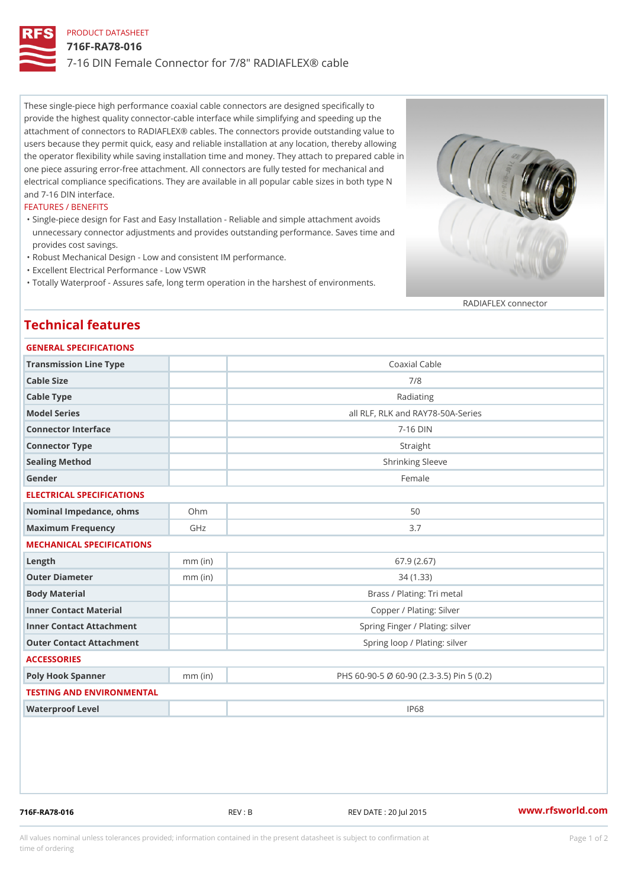PRODUCT DATASHEET

# 716F-RA78-016

## 7-16 DIN Female Connector for 7/8" RADIAFLEX® cable

These single-piece high performance coaxial cable connectors are designed specifically to provide the highest quality connector-cable interface while simplifying and speeding up the attachment of connectors to RADIAFLEX® cables. The connectors provide outstanding value to users because they permit quick, easy and reliable installation at any location, thereby allowing the operator flexibility while saving installation time and money. They attach to prepared cable in one piece assuring error-free attachment. All connectors are fully tested for mechanical and electrical compliance specifications. They are available in all popular cable sizes in both type N and 7-16 DIN interface.

### FEATURES / BENEFITS

- Single-piece design for Fast and Easy Installation - Reliable and simple attachment avoids unnecessary connector adjustments and provides outstanding performance. Saves time and provides cost savings.
- Robust Mechanical Design - Low and consistent IM performance.
- Excellent Electrical Performance - Low VSWR
- Totally Waterproof - Assures safe, long term operation in the harshest of environments.

RADIAFLEX connector

## Technical features

### GENERAL SPECIFICATIONS

| | | |
|---|---|---|
| Transmission Line Type | | Coaxial Cable |
| Cable Size | | 7/8 |
| Cable Type | | Radiating |
| Model Series | | all RLF, RLK and RAY78-50A-Series |
| Connector Interface | | 7-16 DIN |
| Connector Type | | Straight |
| Sealing Method | | Shrinking Sleeve |
| Gender | | Female |

### ELECTRICAL SPECIFICATIONS

| | | |
|---|---|---|
| Nominal Impedance, ohms | Ohm | 50 |
| Maximum Frequency | GHz | 3.7 |

### MECHANICAL SPECIFICATIONS

| | | |
|---|---|---|
| Length | mm (in) | 67.9 (2.67) |
| Outer Diameter | mm (in) | 34 (1.33) |
| Body Material | | Brass / Plating: Tri metal |
| Inner Contact Material | | Copper / Plating: Silver |
| Inner Contact Attachment | | Spring Finger / Plating: silver |
| Outer Contact Attachment | | Spring loop / Plating: silver |

### ACCESSORIES

| | | |
|---|---|---|
| Poly Hook Spanner | mm (in) | PHS 60-90-5 Ø 60-90 (2.3-3.5) Pin 5 (0.2) |

### TESTING AND ENVIRONMENTAL

| | | |
|---|---|---|
| Waterproof Level | | IP68 |

716F-RA78-016 REV : B REV DATE : 20 Jul 2015 www.rfsworld.com

All values nominal unless tolerances provided; information contained in the present datasheet is subject to confirmation at time of ordering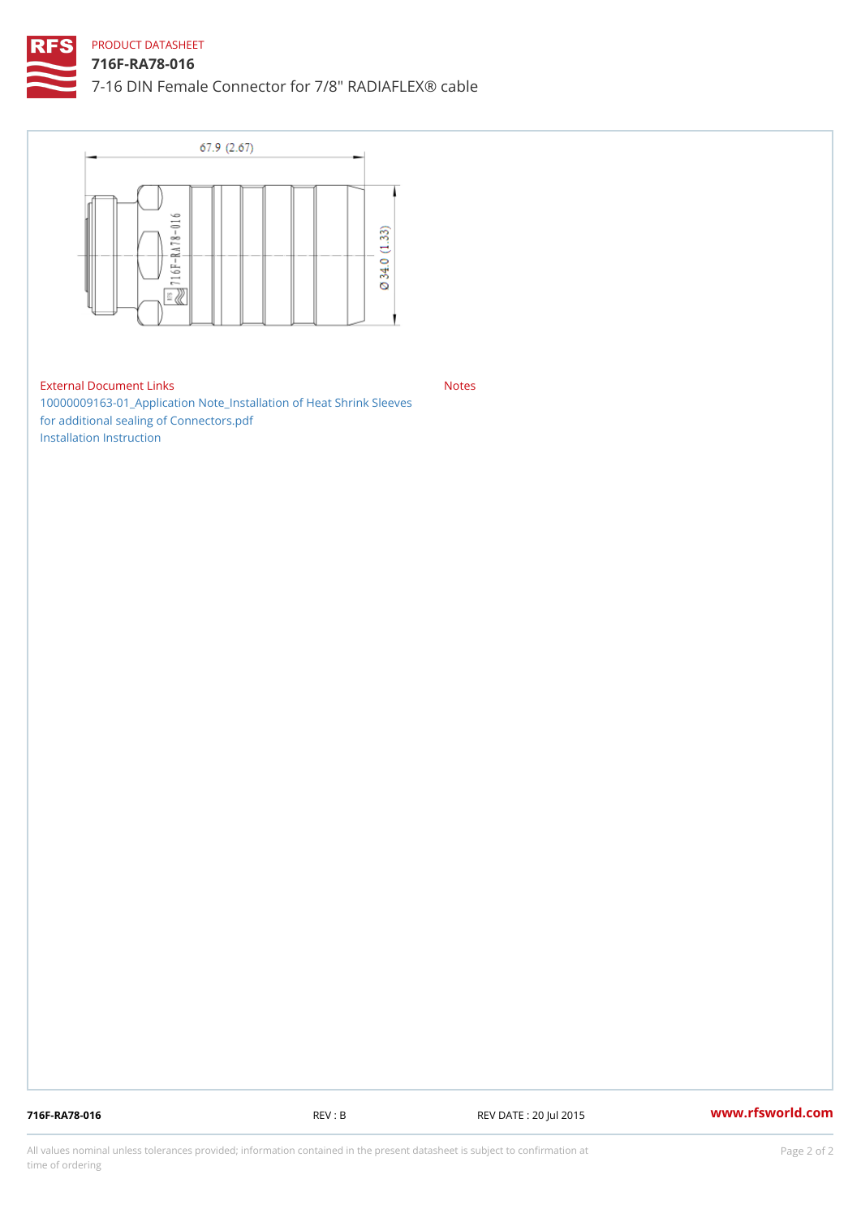PRODUCT DATASHEET

# 716F-RA78-016

7-16 DIN Female Connector for 7/8" RADIAFLEX® cable

67.9 (2.67)

Ø 34.0 (1.33)

716F-RA78-016

### External Document Links

10000009163-01_Application Note_Installation of Heat Shrink Sleeves for additional sealing of Connectors.pdf

Installation Instruction

### Notes

716F-RA78-016 REV : B REV DATE : 20 Jul 2015 www.rfsworld.com

All values nominal unless tolerances provided; information contained in the present datasheet is subject to confirmation at time of ordering